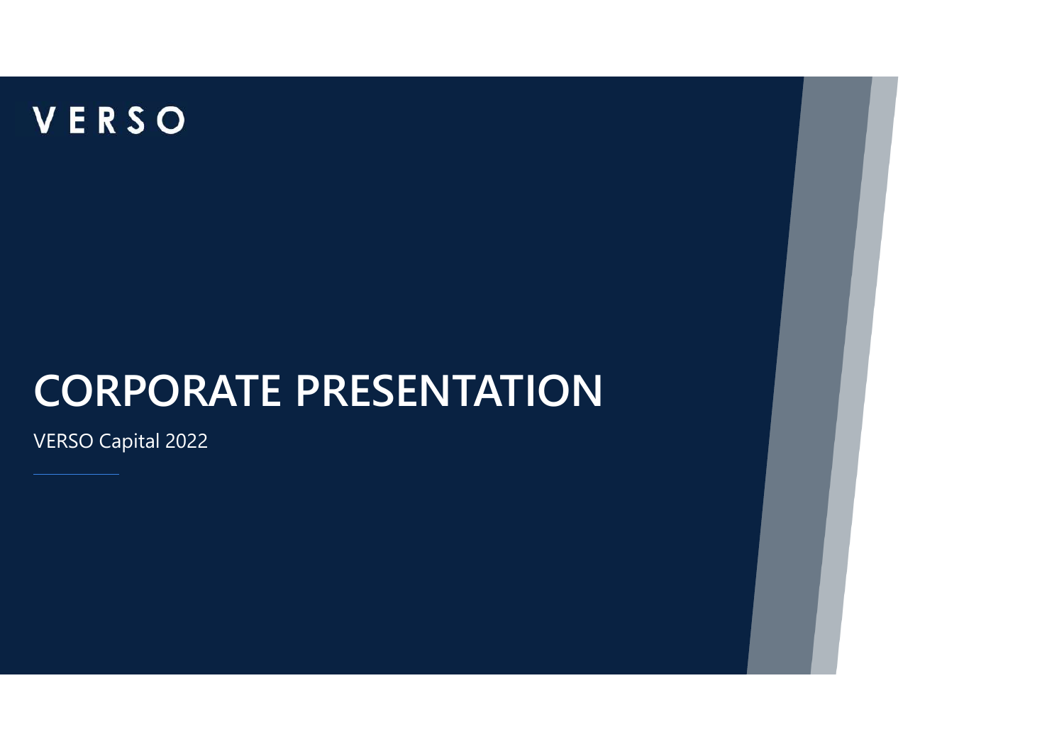VERSO

# CORPORATE PRESENTATION

VERSO Capital 2022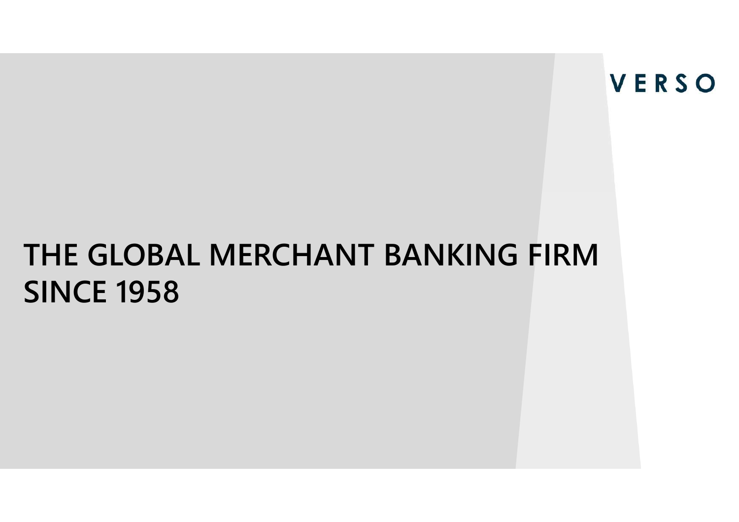VERSO

# THE GLOBAL MERCHANT BANKING FIRM SINCE 1958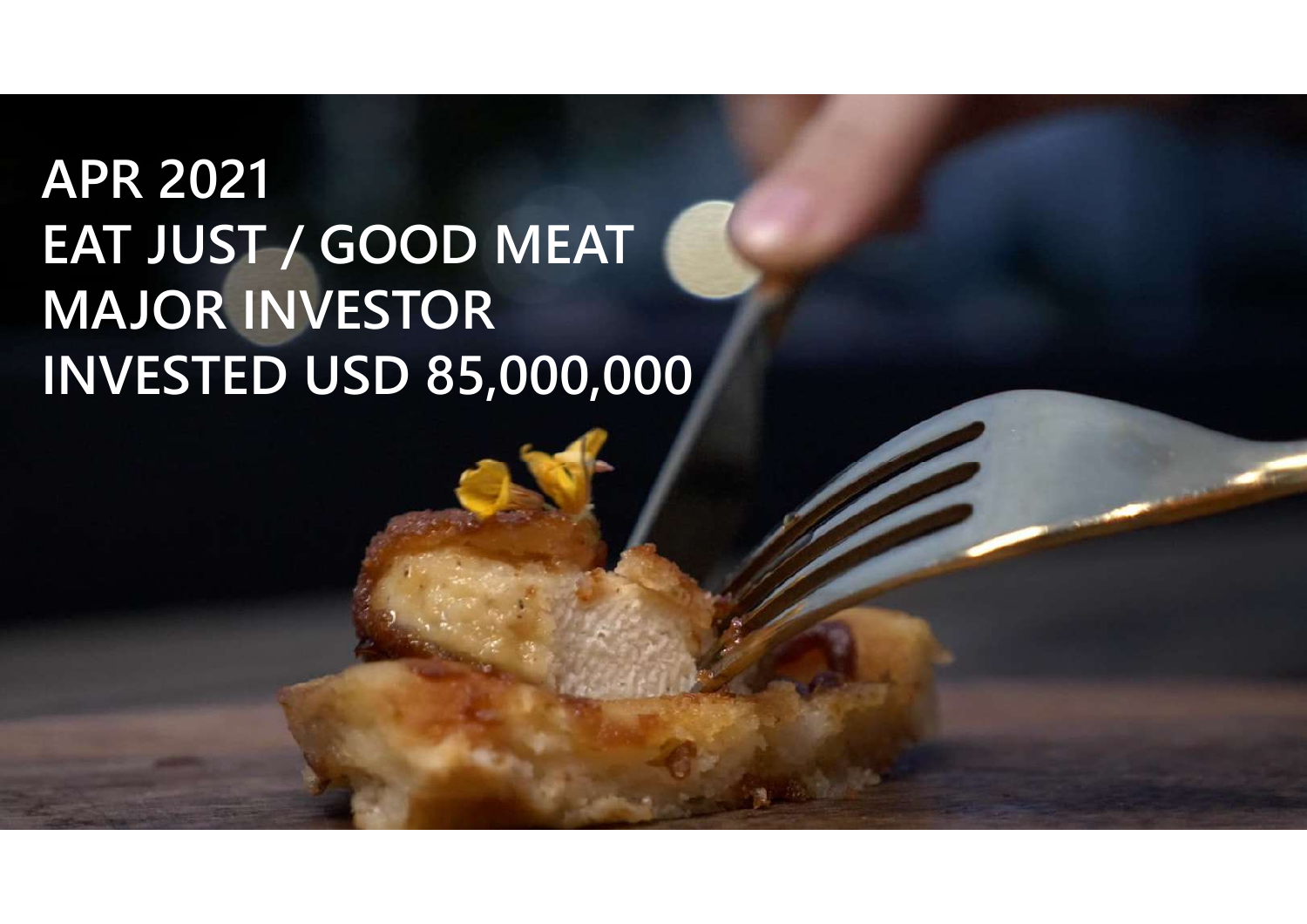APR 2021

EAT JUST / GOOD MEAT

MAJOR INVESTOR

INVESTED USD 85,000,000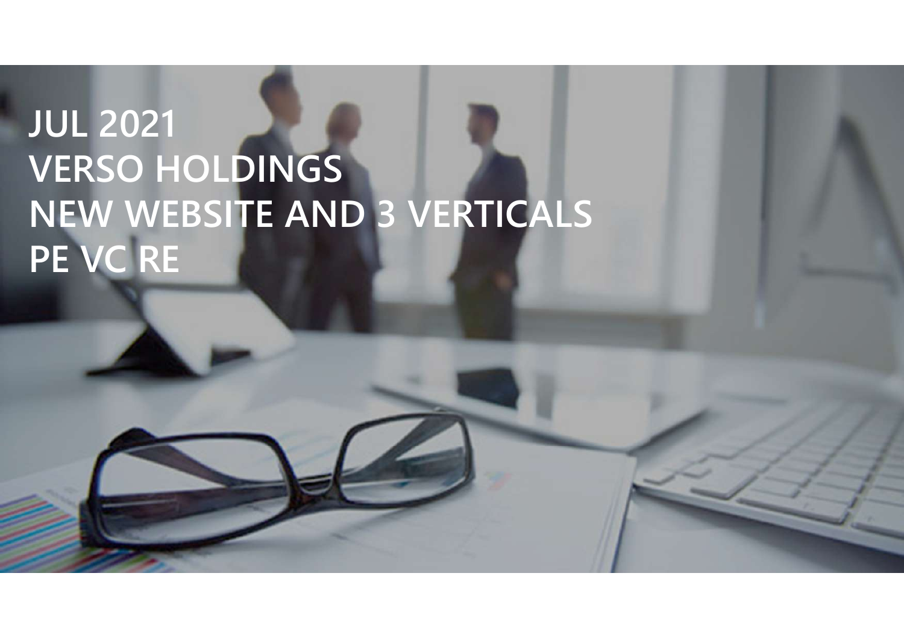# JUL 2021
# VERSO HOLDINGS
# NEW WEBSITE AND 3 VERTICALS
# PE VC RE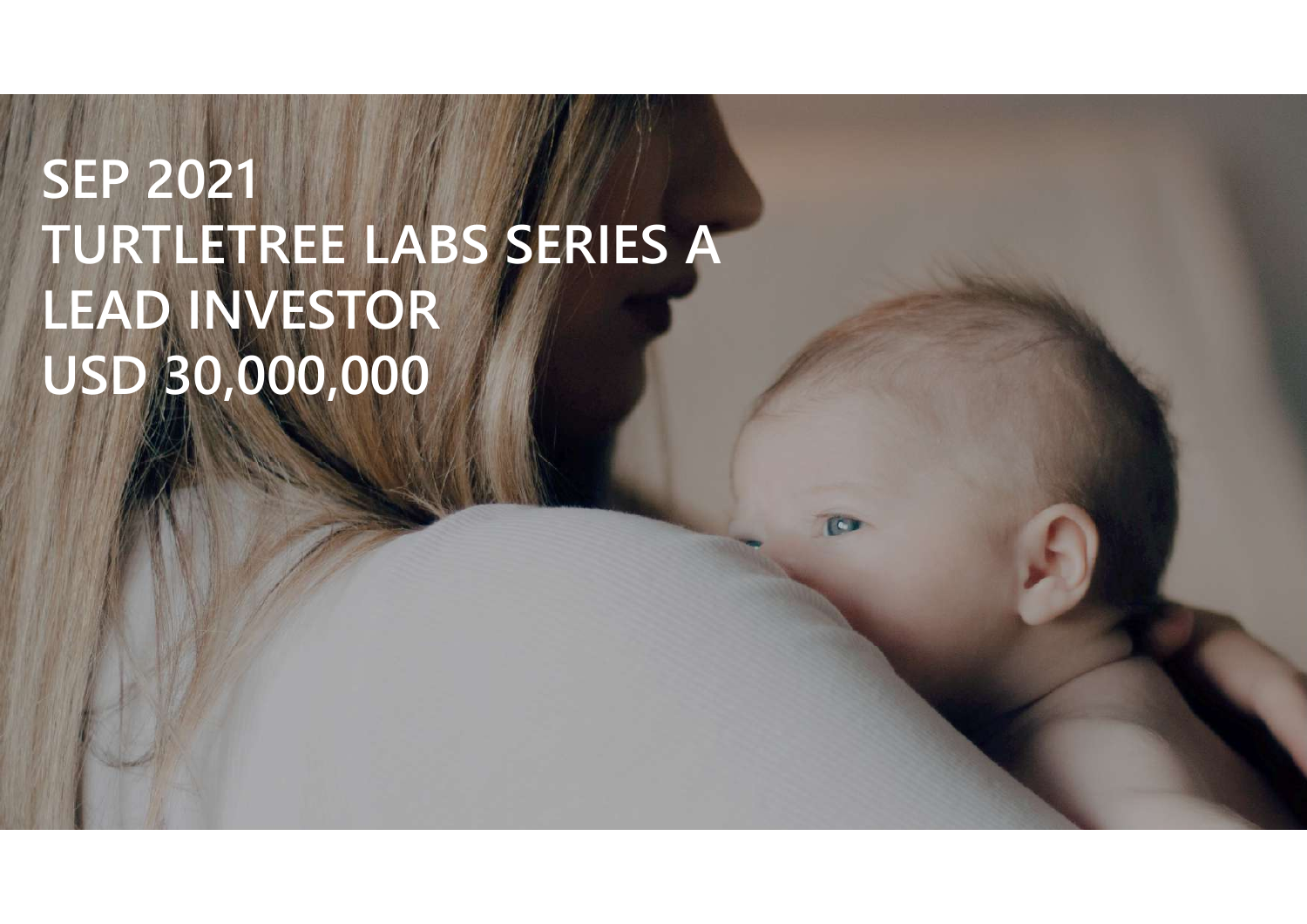# SEP 2021
# TURTLETREE LABS SERIES A
# LEAD INVESTOR
# USD 30,000,000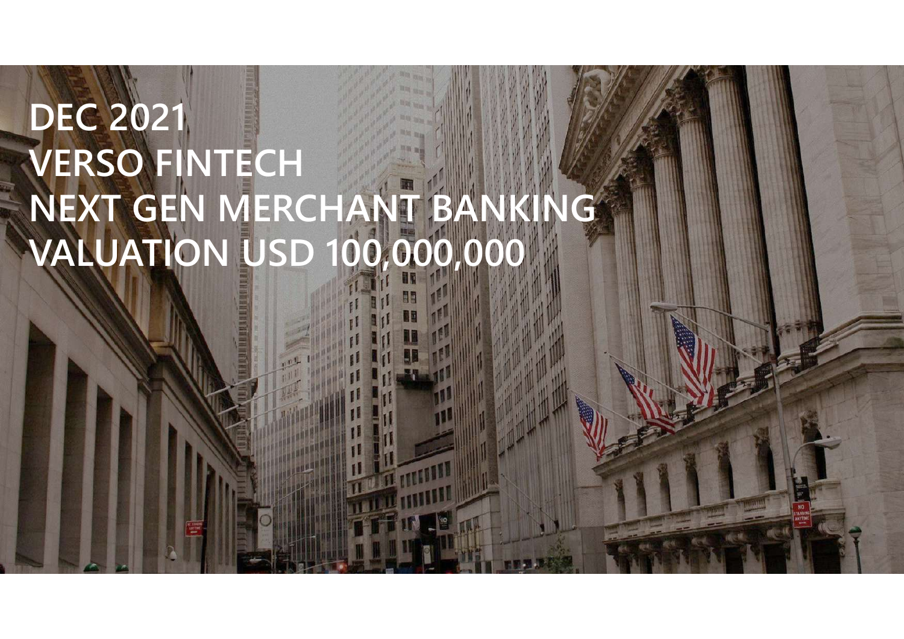# DEC 2021
# VERSO FINTECH
# NEXT GEN MERCHANT BANKING
# VALUATION USD 100,000,000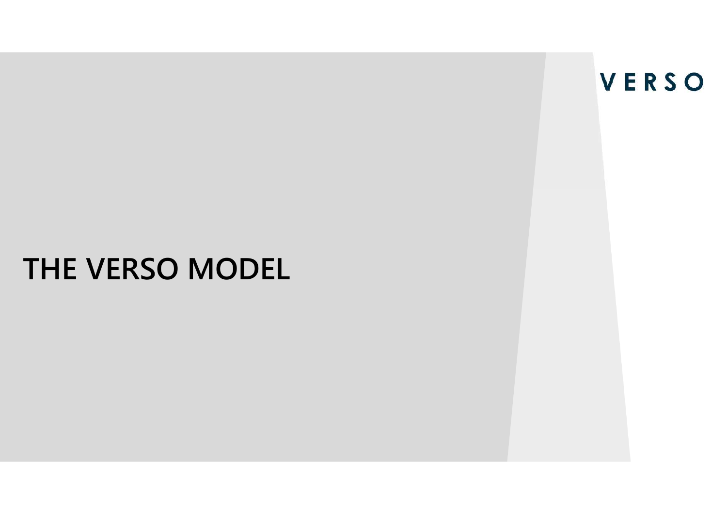VERSO

# THE VERSO MODEL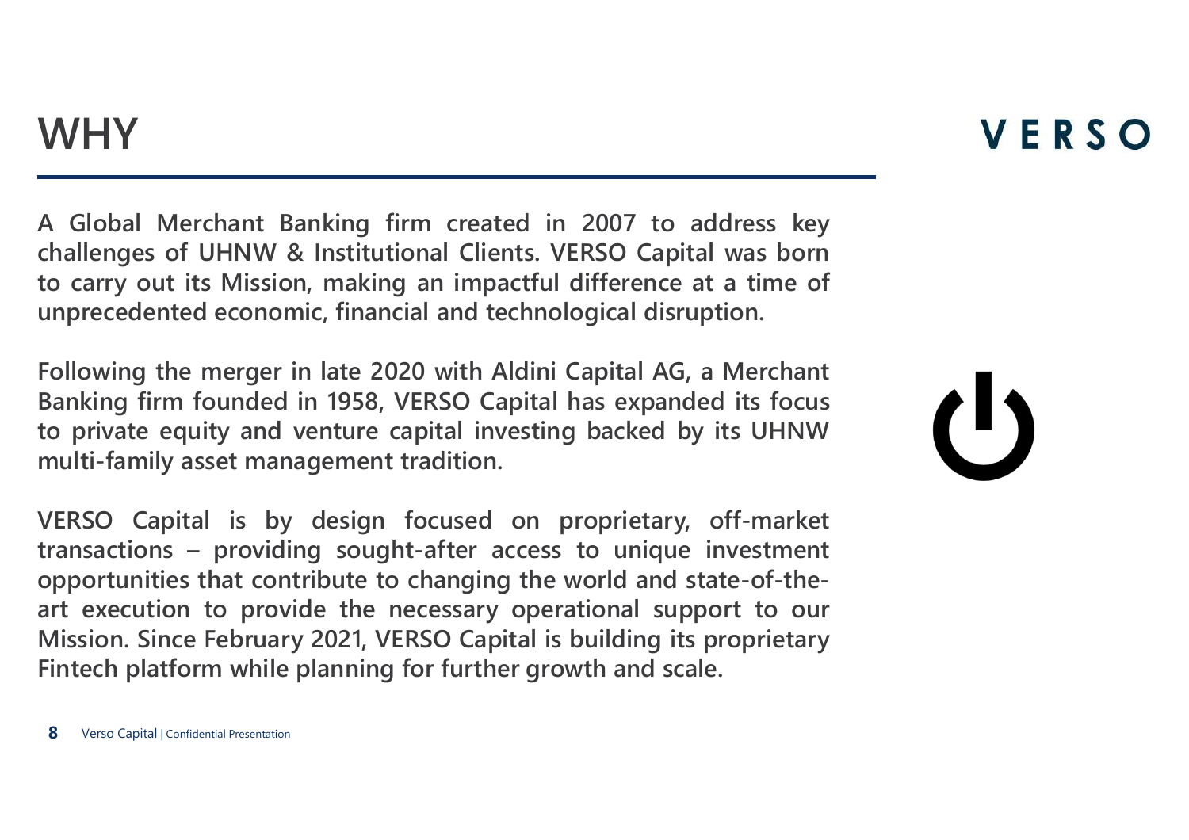# WHY

VERSO

**A Global Merchant Banking firm created in 2007 to address key challenges of UHNW & Institutional Clients. VERSO Capital was born to carry out its Mission, making an impactful difference at a time of unprecedented economic, financial and technological disruption.**

**Following the merger in late 2020 with Aldini Capital AG, a Merchant Banking firm founded in 1958, VERSO Capital has expanded its focus to private equity and venture capital investing backed by its UHNW multi-family asset management tradition.**

**VERSO Capital is by design focused on proprietary, off-market transactions – providing sought-after access to unique investment opportunities that contribute to changing the world and state-of-the-art execution to provide the necessary operational support to our Mission. Since February 2021, VERSO Capital is building its proprietary Fintech platform while planning for further growth and scale.**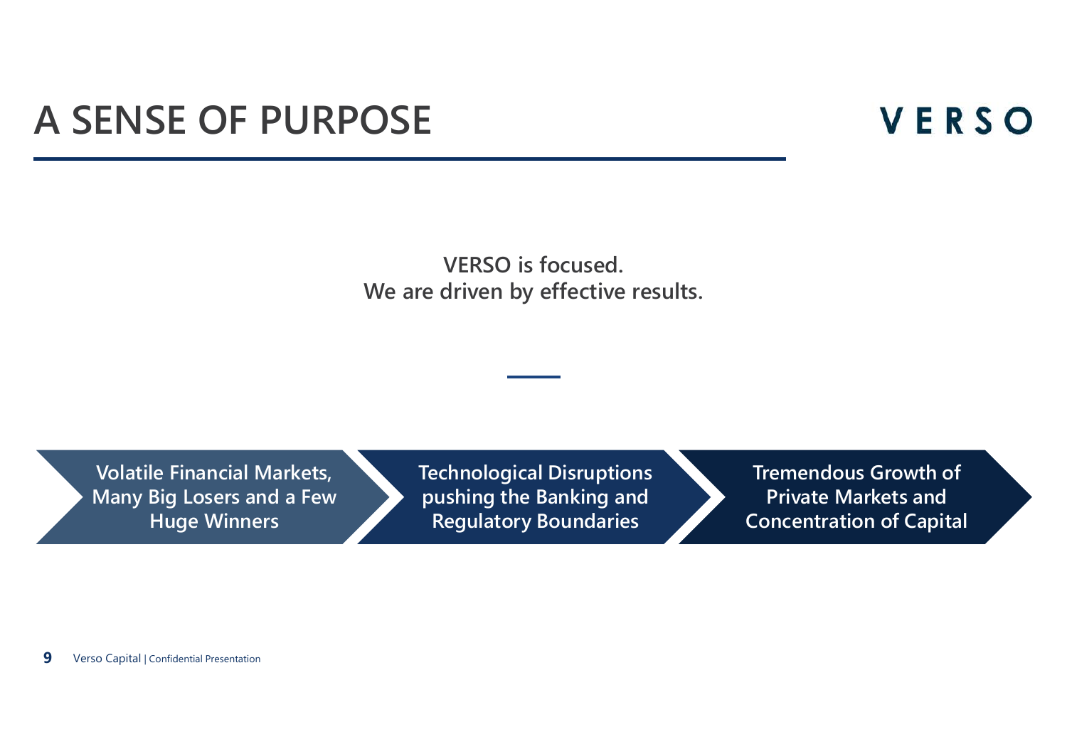# A SENSE OF PURPOSE

VERSO

**VERSO is focused.**
**We are driven by effective results.**

- **Volatile Financial Markets, Many Big Losers and a Few Huge Winners**
- **Technological Disruptions pushing the Banking and Regulatory Boundaries**
- **Tremendous Growth of Private Markets and Concentration of Capital**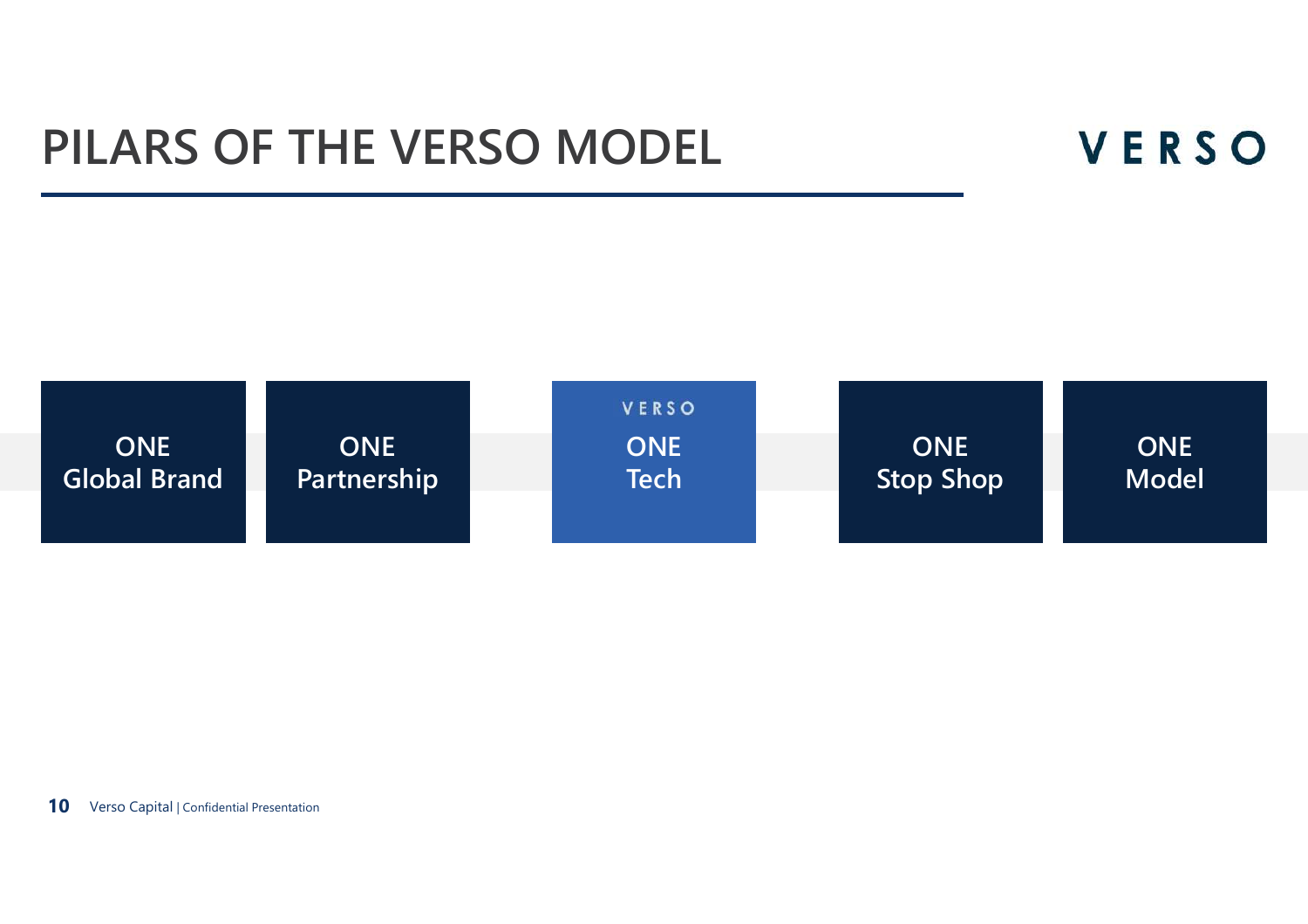# PILARS OF THE VERSO MODEL

VERSO

**ONE**
**Global Brand**

**ONE**
**Partnership**

VERSO
**ONE**
**Tech**

**ONE**
**Stop Shop**

**ONE**
**Model**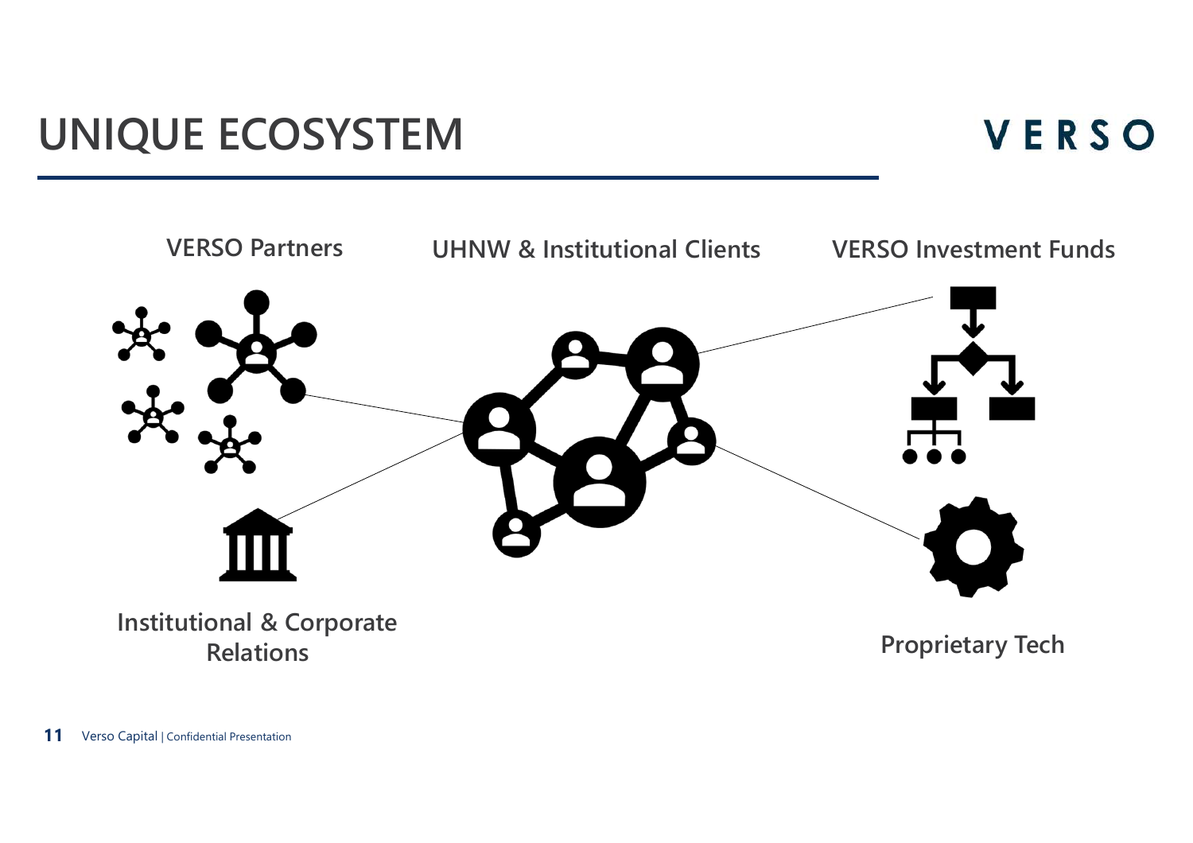# UNIQUE ECOSYSTEM

VERSO

VERSO Partners

UHNW & Institutional Clients

VERSO Investment Funds

Institutional & Corporate Relations

Proprietary Tech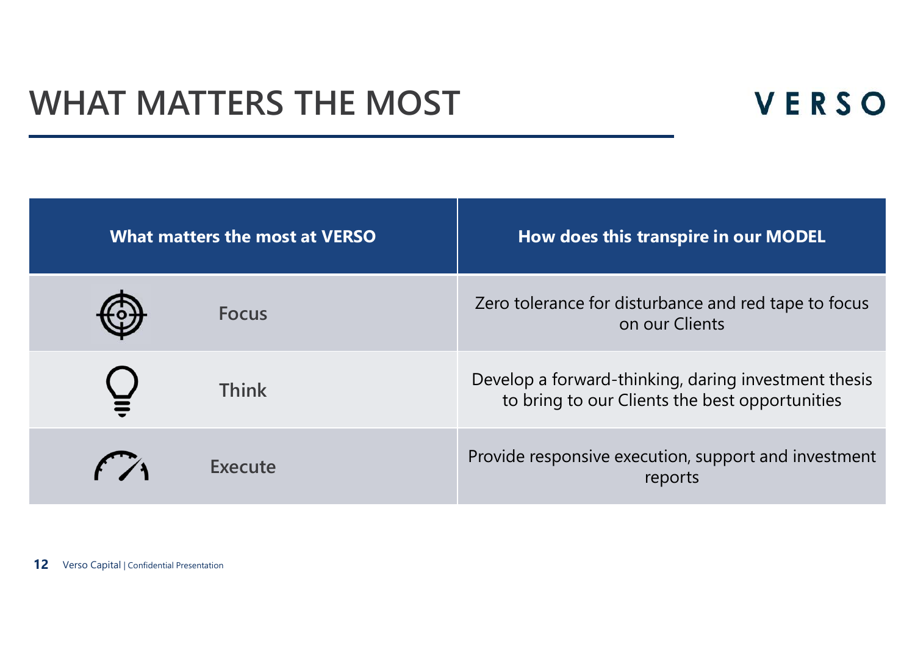# WHAT MATTERS THE MOST

VERSO

| What matters the most at VERSO | How does this transpire in our MODEL |
| --- | --- |
| Focus | Zero tolerance for disturbance and red tape to focus on our Clients |
| Think | Develop a forward-thinking, daring investment thesis to bring to our Clients the best opportunities |
| Execute | Provide responsive execution, support and investment reports |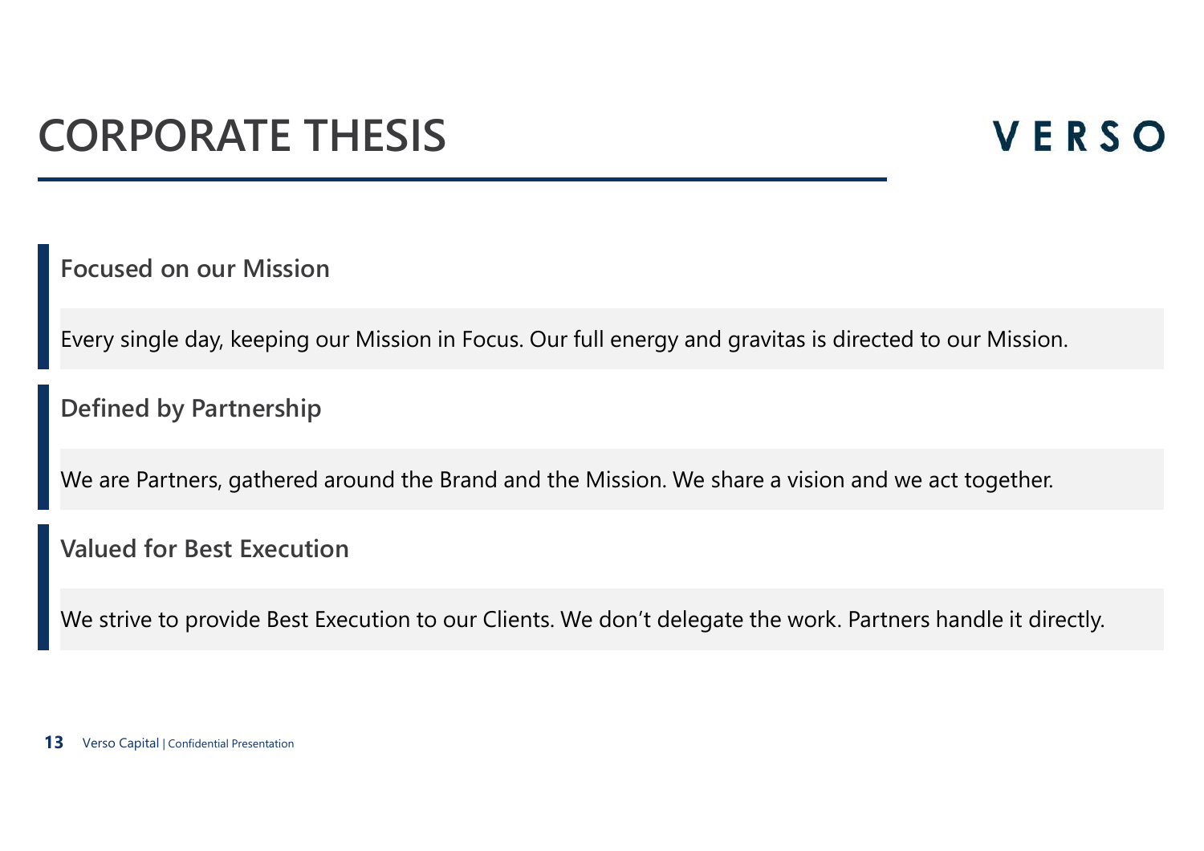# CORPORATE THESIS

VERSO

### Focused on our Mission

Every single day, keeping our Mission in Focus. Our full energy and gravitas is directed to our Mission.

### Defined by Partnership

We are Partners, gathered around the Brand and the Mission. We share a vision and we act together.

### Valued for Best Execution

We strive to provide Best Execution to our Clients. We don’t delegate the work. Partners handle it directly.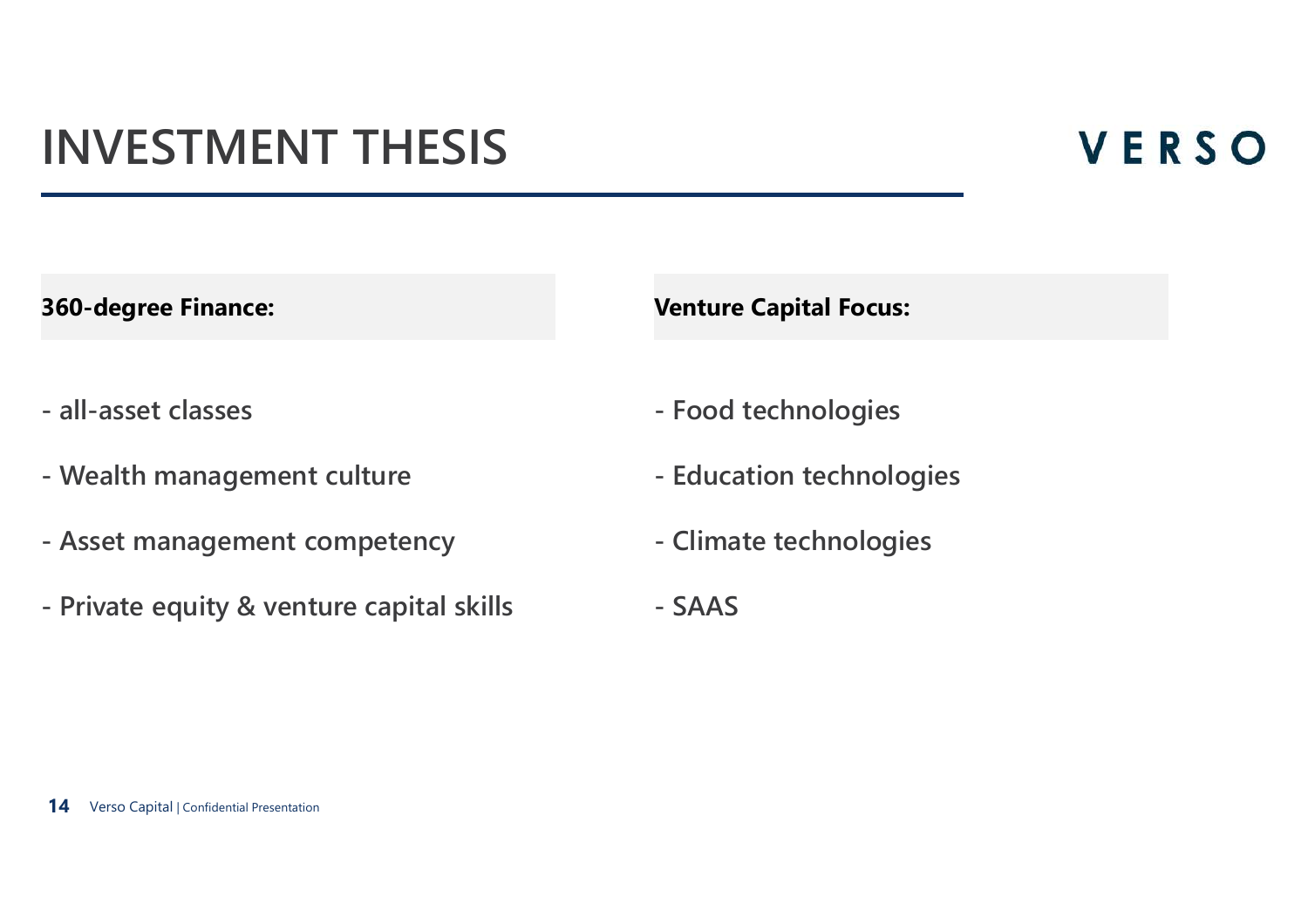# INVESTMENT THESIS

VERSO

**360-degree Finance:**

- all-asset classes
- Wealth management culture
- Asset management competency
- Private equity & venture capital skills

**Venture Capital Focus:**

- Food technologies
- Education technologies
- Climate technologies
- SAAS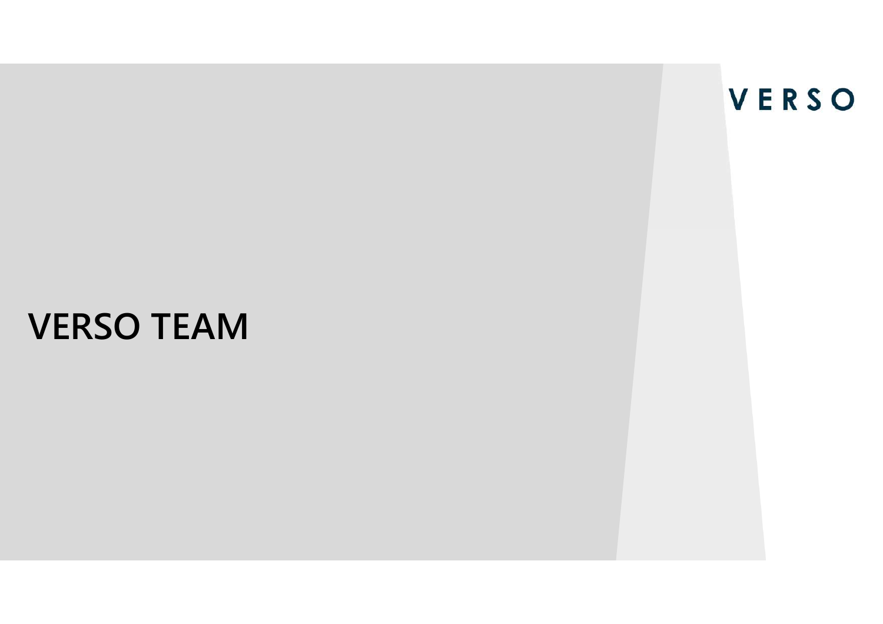VERSO

# VERSO TEAM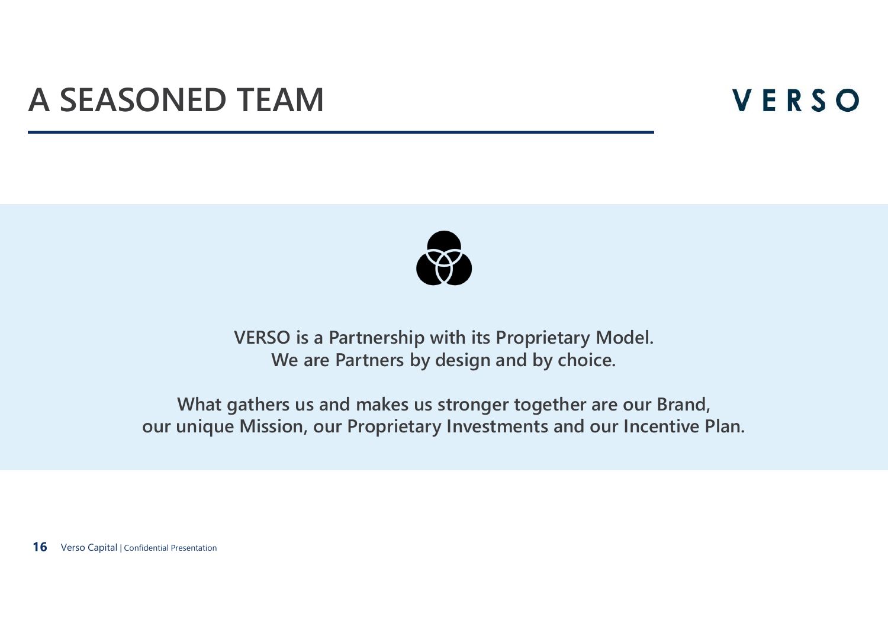# A SEASONED TEAM

**VERSO is a Partnership with its Proprietary Model.**
**We are Partners by design and by choice.**

**What gathers us and makes us stronger together are our Brand, our unique Mission, our Proprietary Investments and our Incentive Plan.**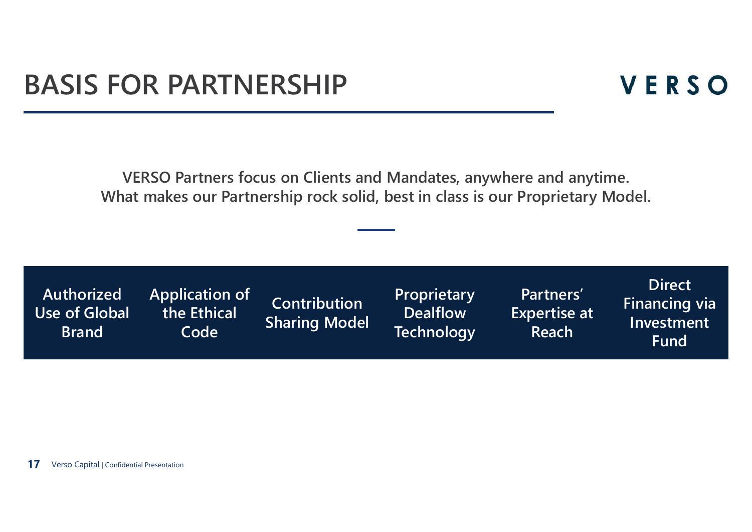# BASIS FOR PARTNERSHIP

**VERSO Partners focus on Clients and Mandates, anywhere and anytime.**
**What makes our Partnership rock solid, best in class is our Proprietary Model.**

| Authorized Use of Global Brand | Application of the Ethical Code | Contribution Sharing Model | Proprietary Dealflow Technology | Partners' Expertise at Reach | Direct Financing via Investment Fund |
|---|---|---|---|---|---|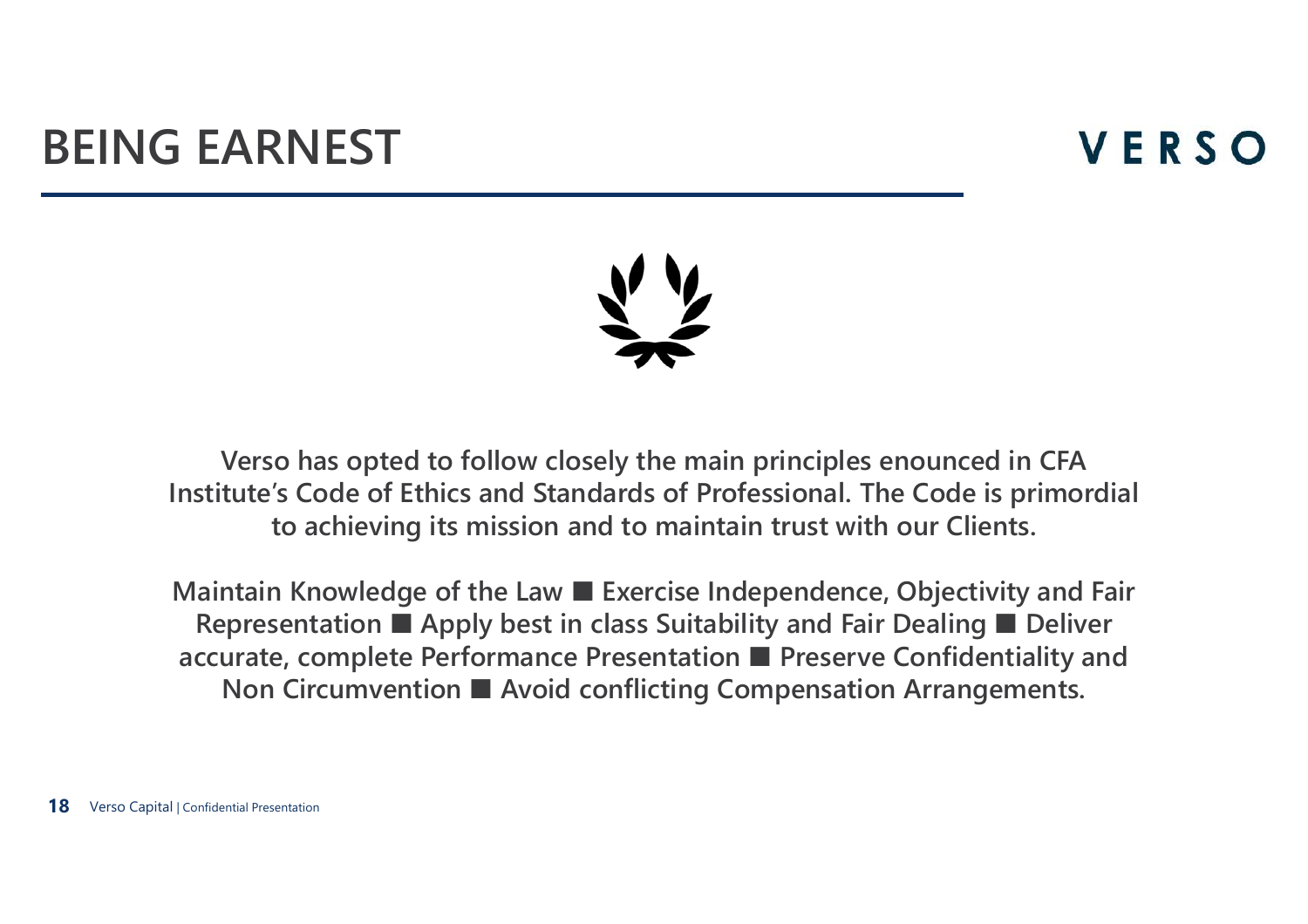# BEING EARNEST

**Verso has opted to follow closely the main principles enounced in CFA Institute's Code of Ethics and Standards of Professional. The Code is primordial to achieving its mission and to maintain trust with our Clients.**

**Maintain Knowledge of the Law ■ Exercise Independence, Objectivity and Fair Representation ■ Apply best in class Suitability and Fair Dealing ■ Deliver accurate, complete Performance Presentation ■ Preserve Confidentiality and Non Circumvention ■ Avoid conflicting Compensation Arrangements.**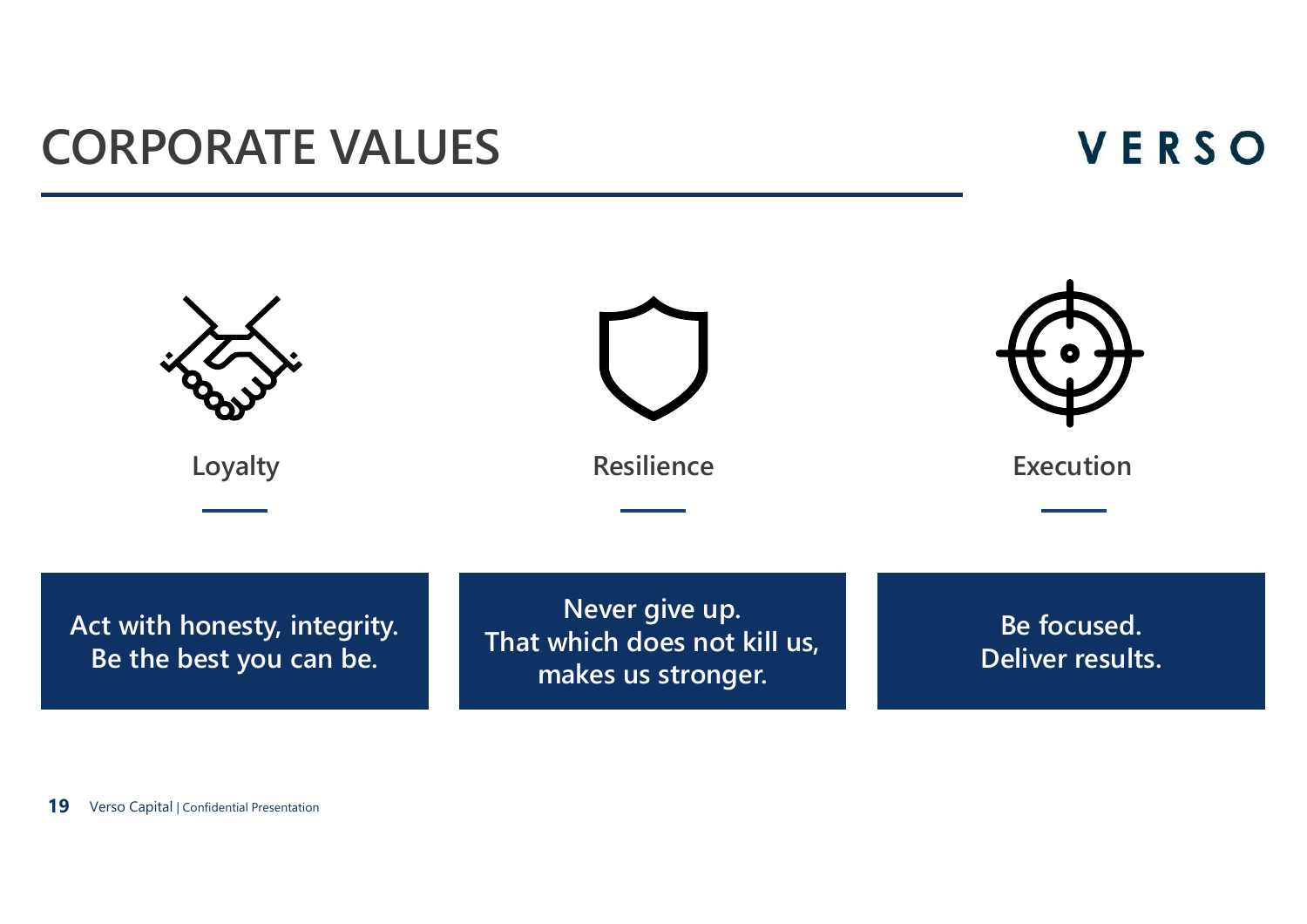# CORPORATE VALUES

VERSO

### Loyalty

Act with honesty, integrity.
Be the best you can be.

### Resilience

Never give up.
That which does not kill us,
makes us stronger.

### Execution

Be focused.
Deliver results.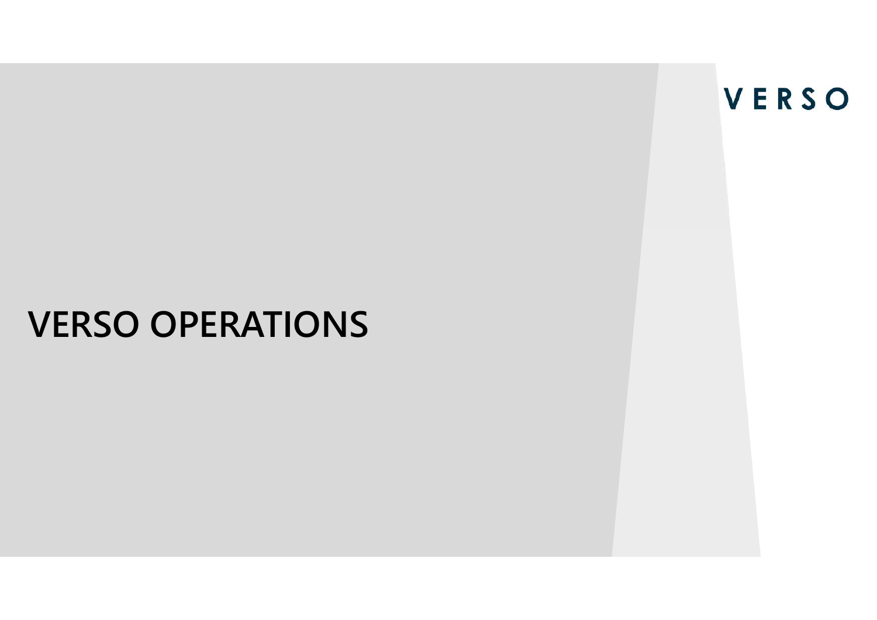VERSO

# VERSO OPERATIONS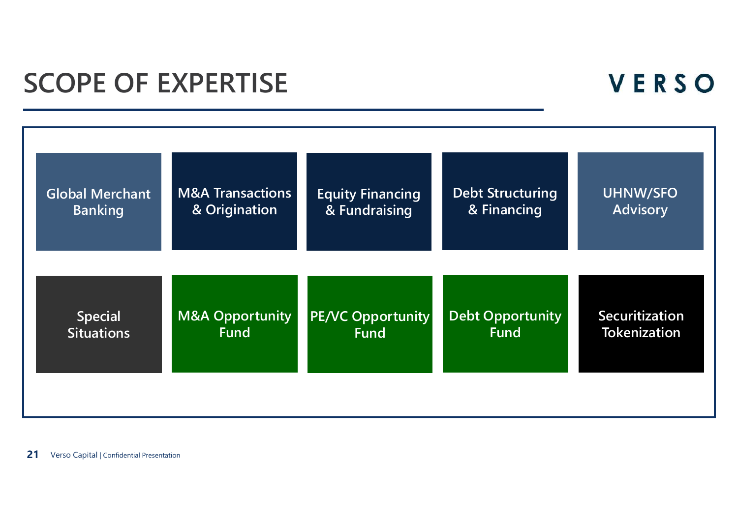# SCOPE OF EXPERTISE

VERSO

- Global Merchant Banking
- M&A Transactions & Origination
- Equity Financing & Fundraising
- Debt Structuring & Financing
- UHNW/SFO Advisory
- Special Situations
- M&A Opportunity Fund
- PE/VC Opportunity Fund
- Debt Opportunity Fund
- Securitization Tokenization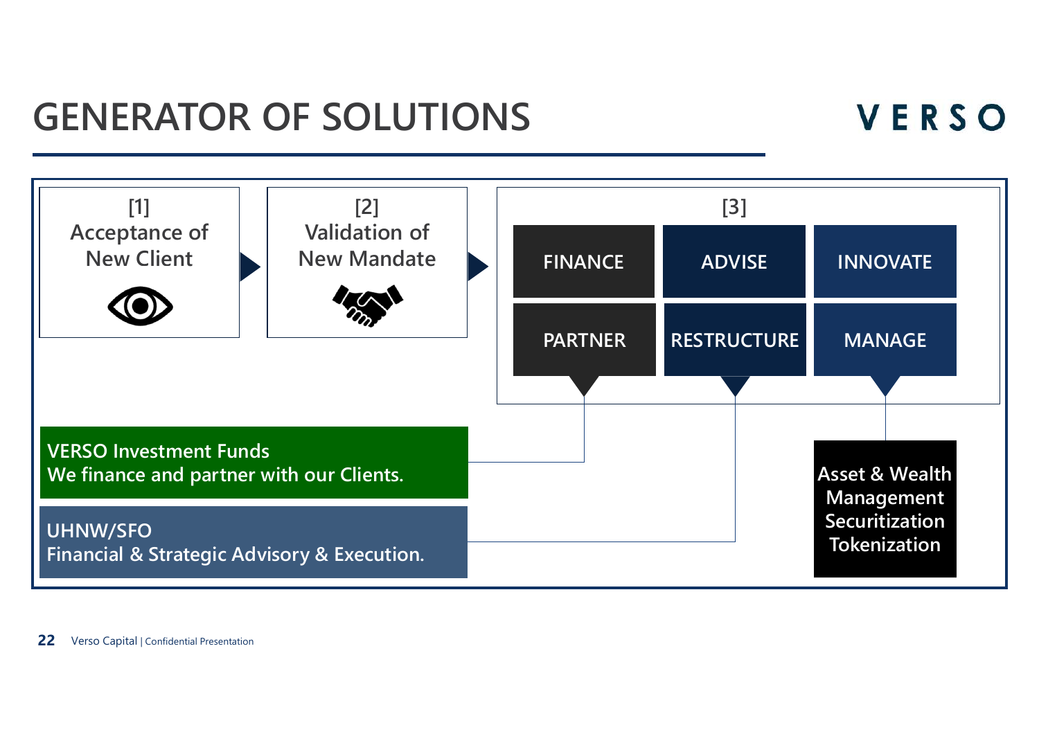# GENERATOR OF SOLUTIONS

VERSO

[1]
Acceptance of New Client

[2]
Validation of New Mandate

[3]

FINANCE

ADVISE

INNOVATE

PARTNER

RESTRUCTURE

MANAGE

VERSO Investment Funds
We finance and partner with our Clients.

UHNW/SFO
Financial & Strategic Advisory & Execution.

Asset & Wealth Management
Securitization
Tokenization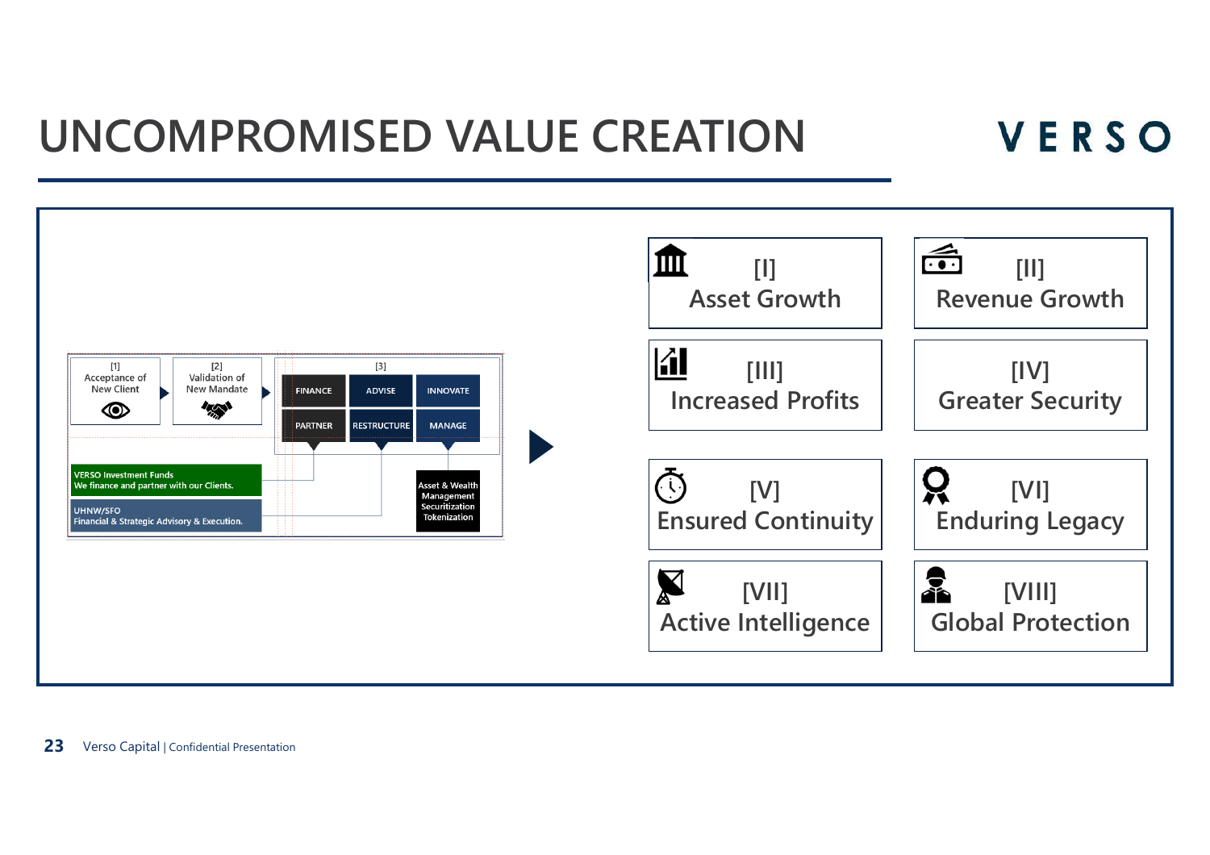# UNCOMPROMISED VALUE CREATION

VERSO

[1] Acceptance of New Client

[2] Validation of New Mandate

[3]

FINANCE | ADVISE | INNOVATE

PARTNER | RESTRUCTURE | MANAGE

VERSO Investment Funds
We finance and partner with our Clients.

UHNW/SFO
Financial & Strategic Advisory & Execution.

Asset & Wealth Management
Securitization
Tokenization

[I] Asset Growth

[II] Revenue Growth

[III] Increased Profits

[IV] Greater Security

[V] Ensured Continuity

[VI] Enduring Legacy

[VII] Active Intelligence

[VIII] Global Protection

Verso Capital | Confidential Presentation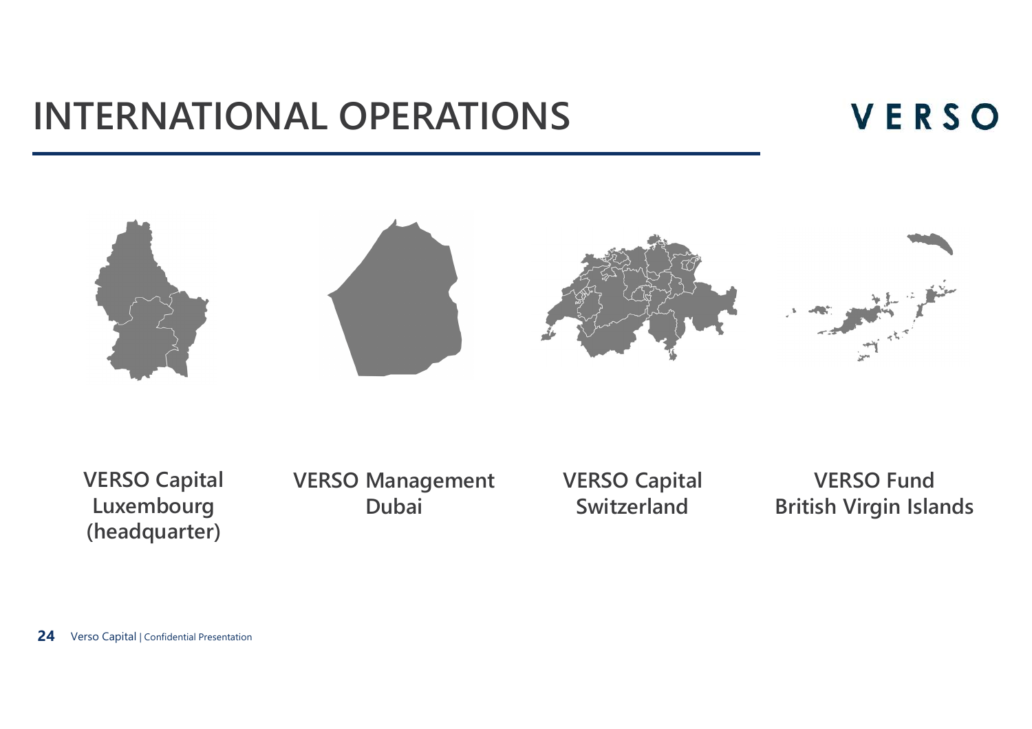# INTERNATIONAL OPERATIONS

VERSO

**VERSO Capital**
**Luxembourg**
**(headquarter)**

**VERSO Management**
**Dubai**

**VERSO Capital**
**Switzerland**

**VERSO Fund**
**British Virgin Islands**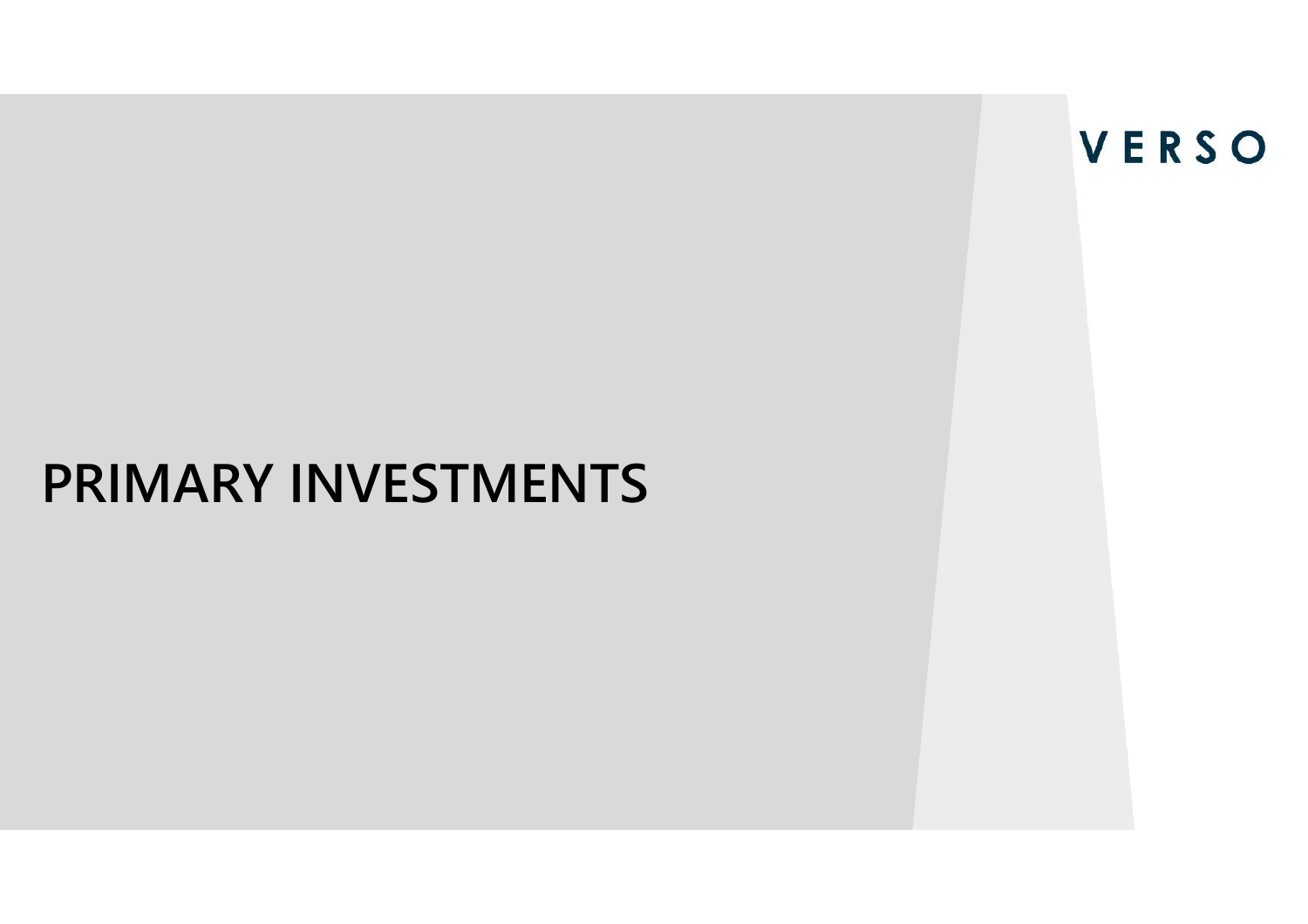VERSO

# PRIMARY INVESTMENTS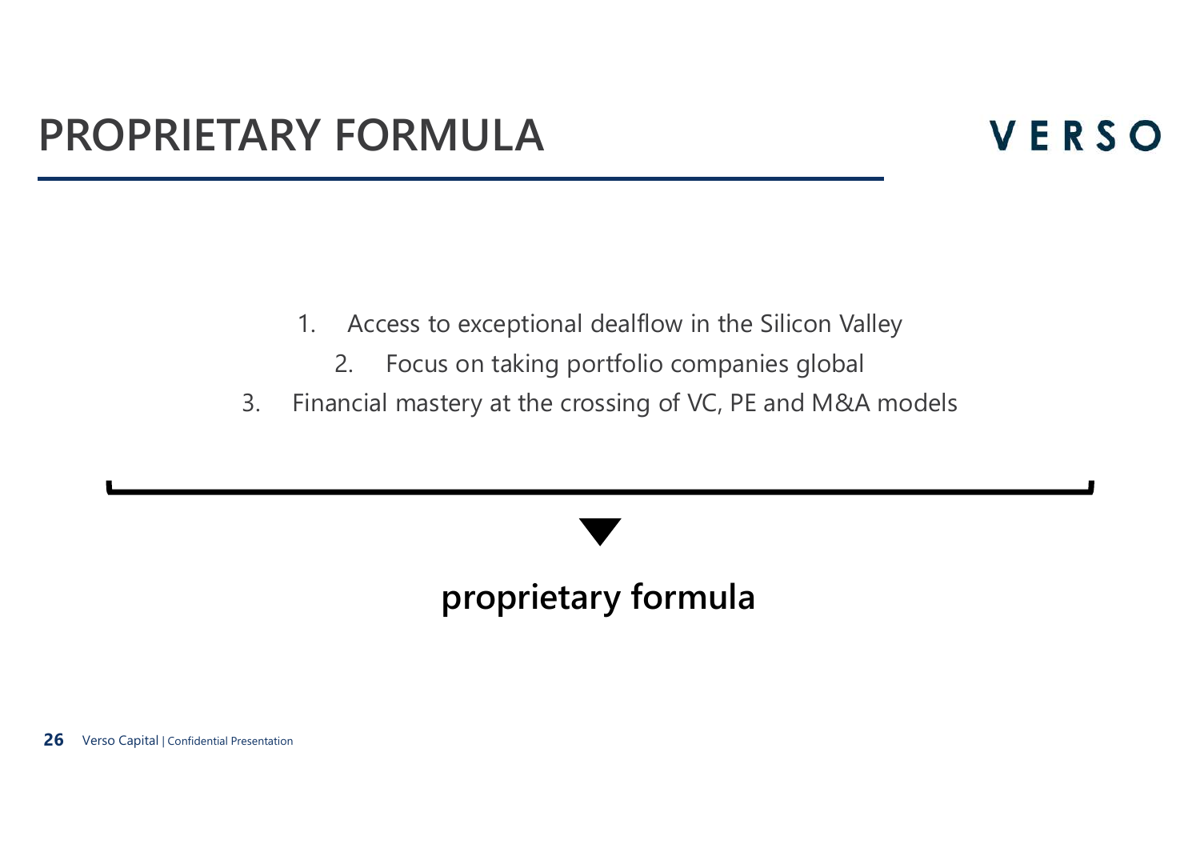# PROPRIETARY FORMULA

1. Access to exceptional dealflow in the Silicon Valley
2. Focus on taking portfolio companies global
3. Financial mastery at the crossing of VC, PE and M&A models

**proprietary formula**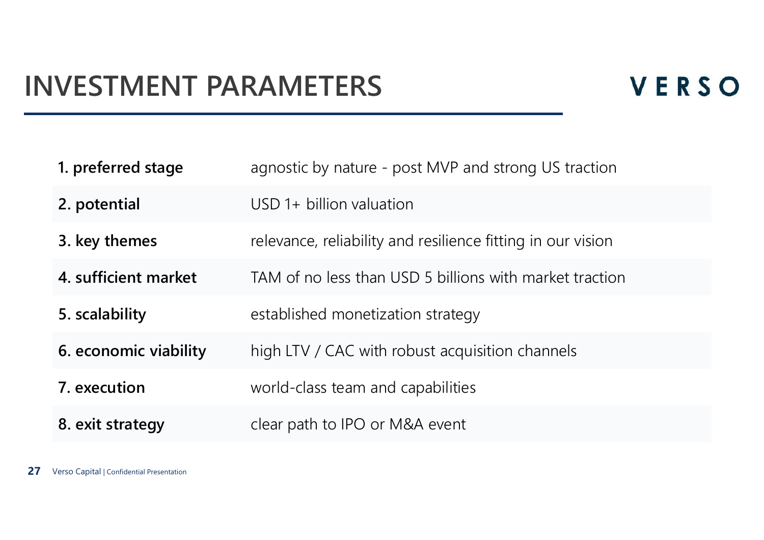# INVESTMENT PARAMETERS

VERSO

| | |
|---|---|
| **1. preferred stage** | agnostic by nature - post MVP and strong US traction |
| **2. potential** | USD 1+ billion valuation |
| **3. key themes** | relevance, reliability and resilience fitting in our vision |
| **4. sufficient market** | TAM of no less than USD 5 billions with market traction |
| **5. scalability** | established monetization strategy |
| **6. economic viability** | high LTV / CAC with robust acquisition channels |
| **7. execution** | world-class team and capabilities |
| **8. exit strategy** | clear path to IPO or M&A event |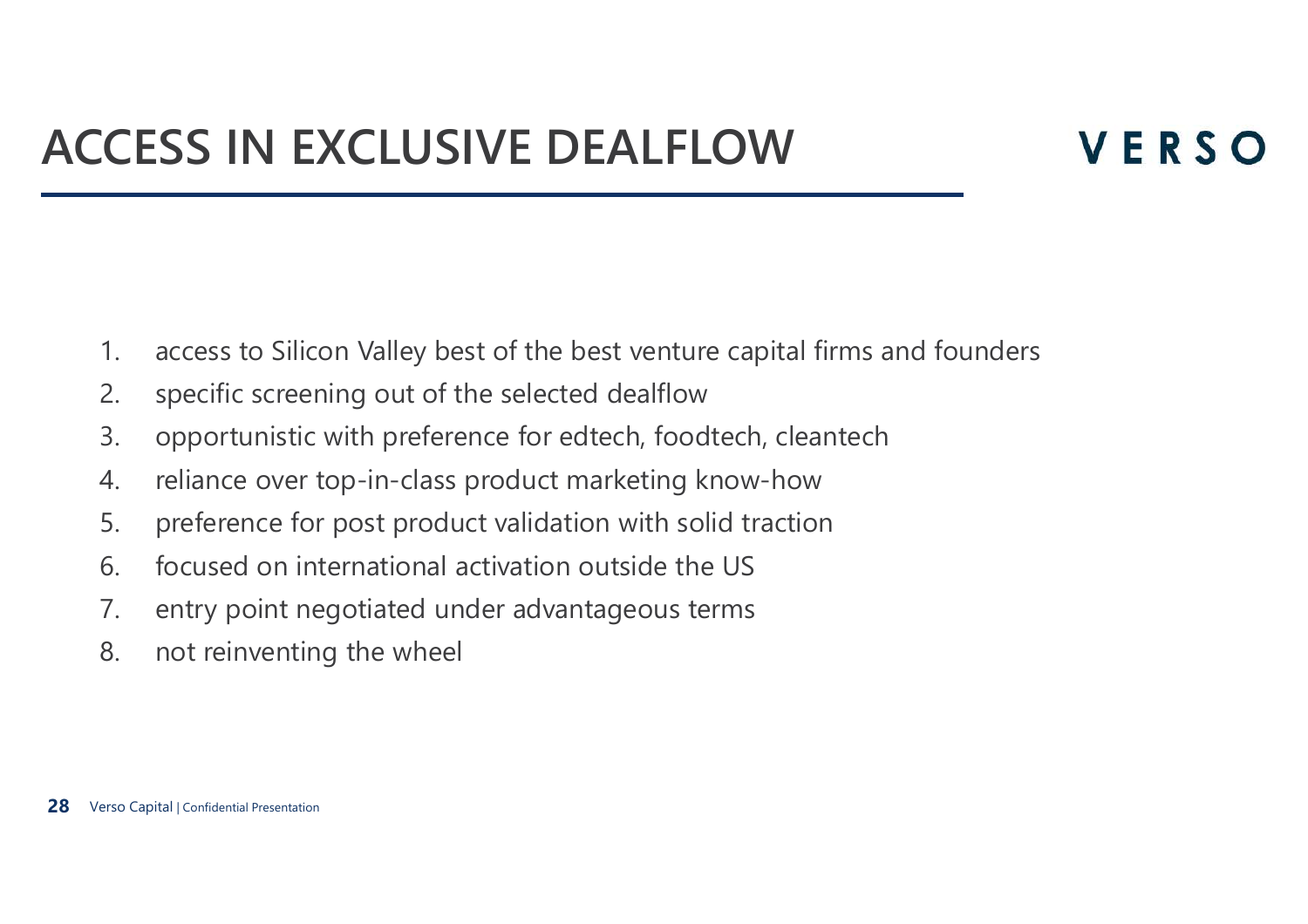# ACCESS IN EXCLUSIVE DEALFLOW

VERSO

1. access to Silicon Valley best of the best venture capital firms and founders
2. specific screening out of the selected dealflow
3. opportunistic with preference for edtech, foodtech, cleantech
4. reliance over top-in-class product marketing know-how
5. preference for post product validation with solid traction
6. focused on international activation outside the US
7. entry point negotiated under advantageous terms
8. not reinventing the wheel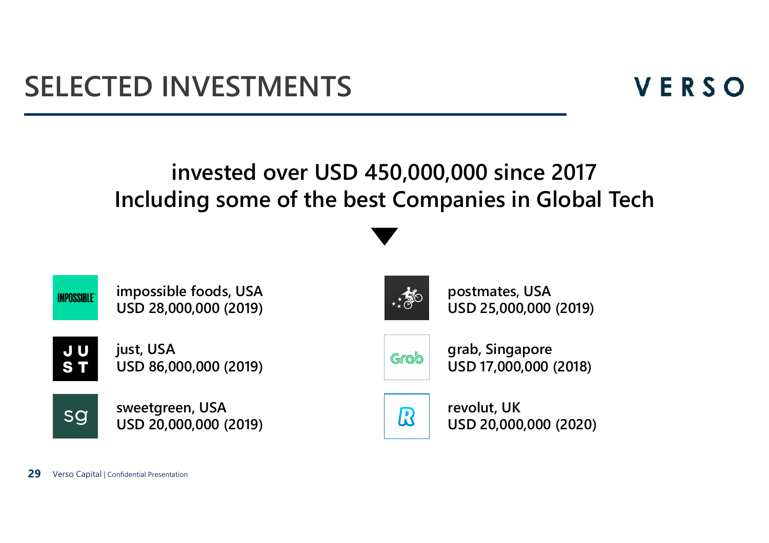# SELECTED INVESTMENTS

VERSO

**invested over USD 450,000,000 since 2017**
**Including some of the best Companies in Global Tech**

**impossible foods, USA**
**USD 28,000,000 (2019)**

**just, USA**
**USD 86,000,000 (2019)**

**sweetgreen, USA**
**USD 20,000,000 (2019)**

**postmates, USA**
**USD 25,000,000 (2019)**

**grab, Singapore**
**USD 17,000,000 (2018)**

**revolut, UK**
**USD 20,000,000 (2020)**

Verso Capital | Confidential Presentation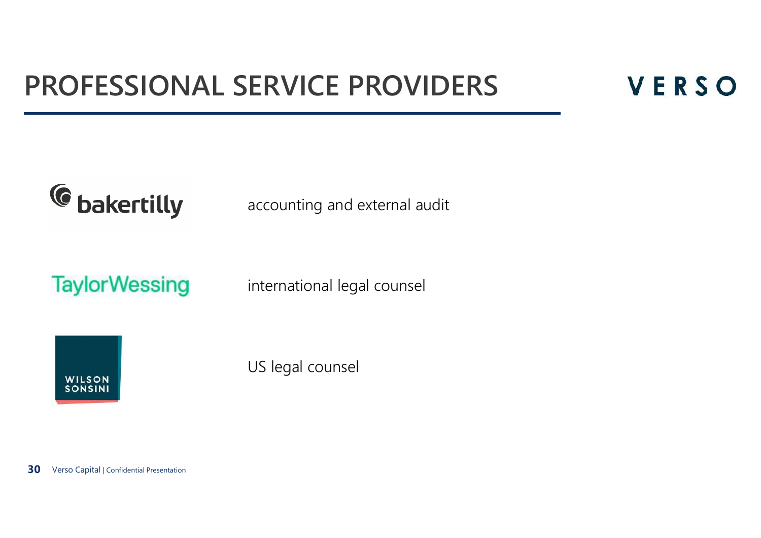# PROFESSIONAL SERVICE PROVIDERS

bakertilly — accounting and external audit

TaylorWessing — international legal counsel

WILSON SONSINI — US legal counsel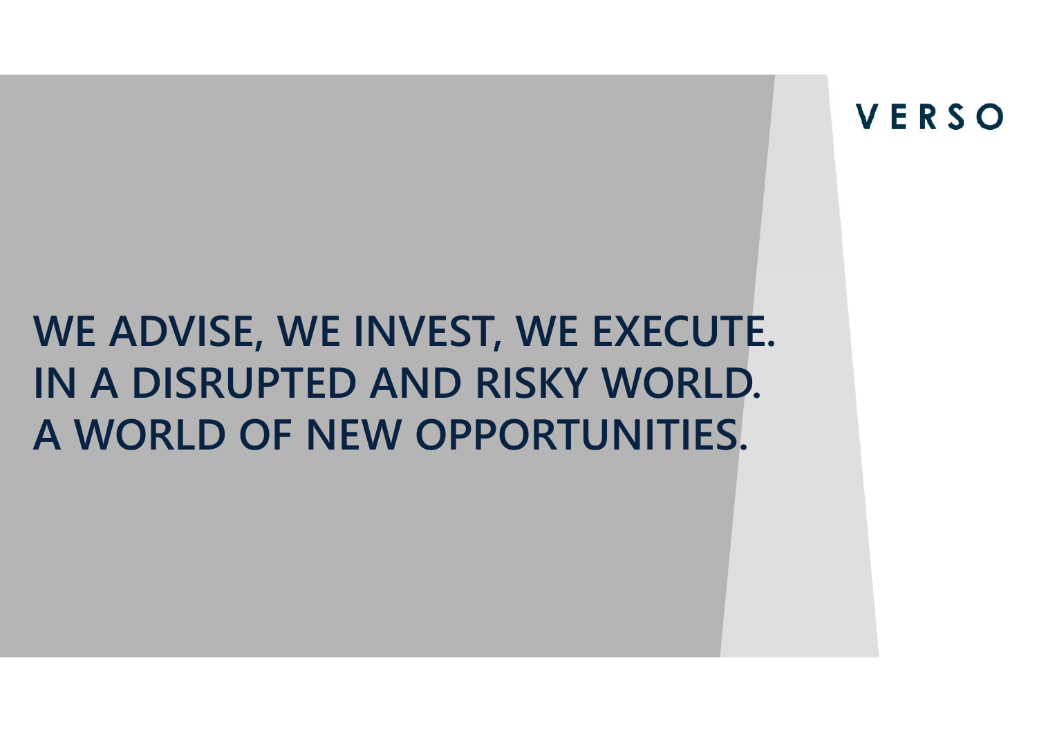VERSO

# WE ADVISE, WE INVEST, WE EXECUTE.
# IN A DISRUPTED AND RISKY WORLD.
# A WORLD OF NEW OPPORTUNITIES.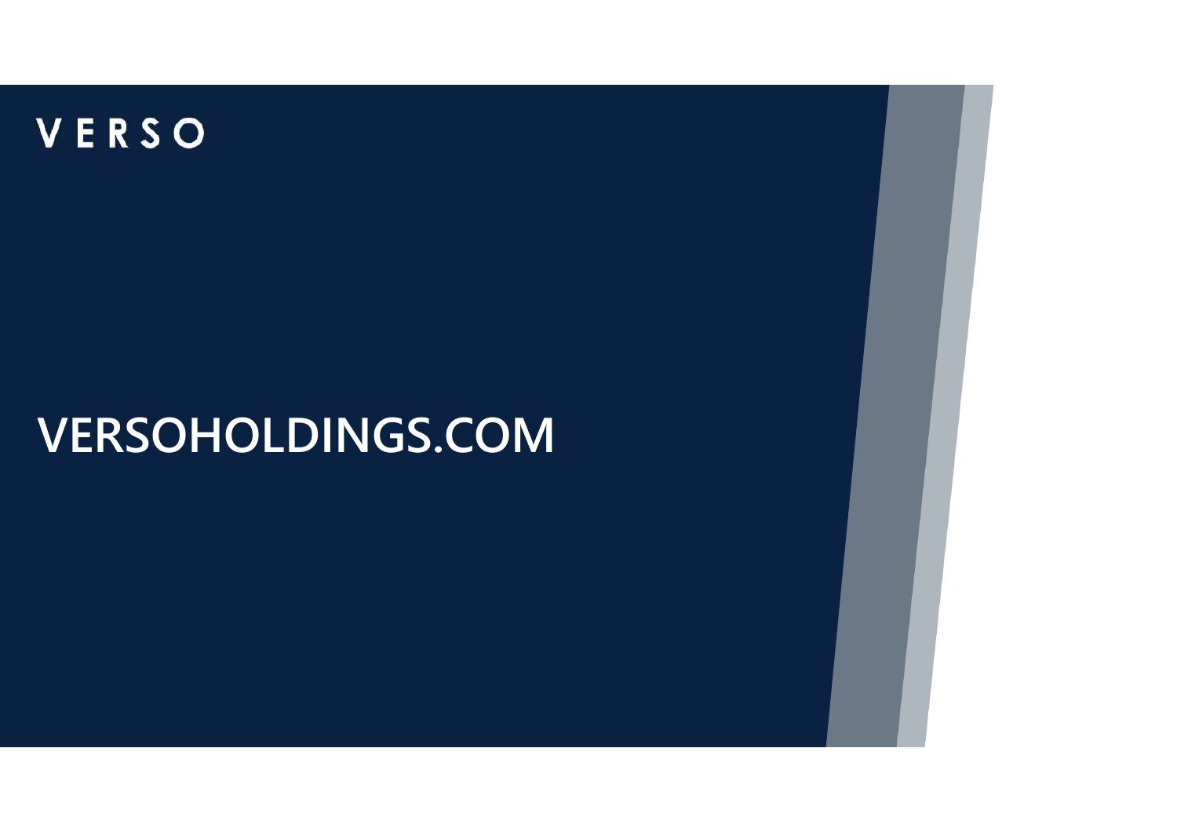VERSO

# VERSOHOLDINGS.COM